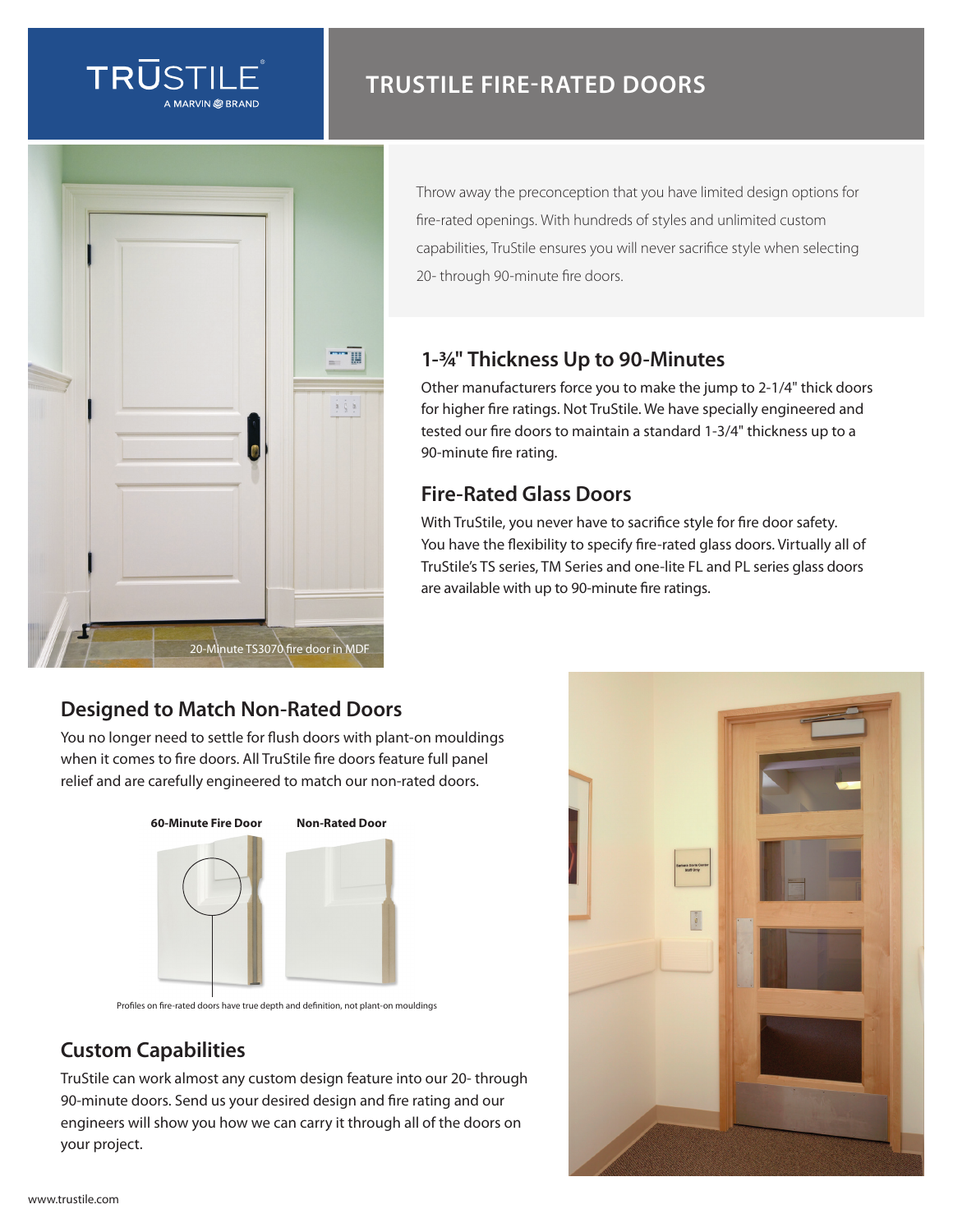TRUSTILE
A MARVIN BRAND

# TRUSTILE FIRE-RATED DOORS

Throw away the preconception that you have limited design options for fire-rated openings. With hundreds of styles and unlimited custom capabilities, TruStile ensures you will never sacrifice style when selecting 20- through 90-minute fire doors.

20-Minute TS3070 fire door in MDF

## 1-¾" Thickness Up to 90-Minutes

Other manufacturers force you to make the jump to 2-1/4" thick doors for higher fire ratings. Not TruStile. We have specially engineered and tested our fire doors to maintain a standard 1-3/4" thickness up to a 90-minute fire rating.

## Fire-Rated Glass Doors

With TruStile, you never have to sacrifice style for fire door safety. You have the flexibility to specify fire-rated glass doors. Virtually all of TruStile's TS series, TM Series and one-lite FL and PL series glass doors are available with up to 90-minute fire ratings.

## Designed to Match Non-Rated Doors

You no longer need to settle for flush doors with plant-on mouldings when it comes to fire doors. All TruStile fire doors feature full panel relief and are carefully engineered to match our non-rated doors.

**60-Minute Fire Door** **Non-Rated Door**

Profiles on fire-rated doors have true depth and definition, not plant-on mouldings

## Custom Capabilities

TruStile can work almost any custom design feature into our 20- through 90-minute doors. Send us your desired design and fire rating and our engineers will show you how we can carry it through all of the doors on your project.

www.trustile.com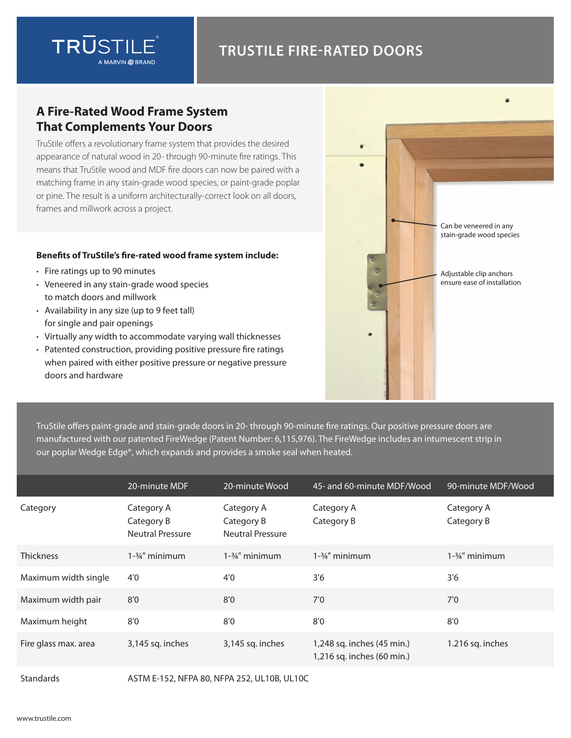TRUSTILE FIRE-RATED DOORS

## A Fire-Rated Wood Frame System That Complements Your Doors

TruStile offers a revolutionary frame system that provides the desired appearance of natural wood in 20- through 90-minute fire ratings. This means that TruStile wood and MDF fire doors can now be paired with a matching frame in any stain-grade wood species, or paint-grade poplar or pine. The result is a uniform architecturally-correct look on all doors, frames and millwork across a project.

**Benefits of TruStile's fire-rated wood frame system include:**

- Fire ratings up to 90 minutes
- Veneered in any stain-grade wood species to match doors and millwork
- Availability in any size (up to 9 feet tall) for single and pair openings
- Virtually any width to accommodate varying wall thicknesses
- Patented construction, providing positive pressure fire ratings when paired with either positive pressure or negative pressure doors and hardware

Can be veneered in any stain-grade wood species

Adjustable clip anchors ensure ease of installation

TruStile offers paint-grade and stain-grade doors in 20- through 90-minute fire ratings. Our positive pressure doors are manufactured with our patented FireWedge (Patent Number: 6,115,976). The FireWedge includes an intumescent strip in our poplar Wedge Edge®, which expands and provides a smoke seal when heated.

| | 20-minute MDF | 20-minute Wood | 45- and 60-minute MDF/Wood | 90-minute MDF/Wood |
|---|---|---|---|---|
| Category | Category A<br>Category B<br>Neutral Pressure | Category A<br>Category B<br>Neutral Pressure | Category A<br>Category B | Category A<br>Category B |
| Thickness | 1-¾" minimum | 1-¾" minimum | 1-¾" minimum | 1-¾" minimum |
| Maximum width single | 4'0 | 4'0 | 3'6 | 3'6 |
| Maximum width pair | 8'0 | 8'0 | 7'0 | 7'0 |
| Maximum height | 8'0 | 8'0 | 8'0 | 8'0 |
| Fire glass max. area | 3,145 sq. inches | 3,145 sq. inches | 1,248 sq. inches (45 min.)<br>1,216 sq. inches (60 min.) | 1.216 sq. inches |
| Standards | ASTM E-152, NFPA 80, NFPA 252, UL10B, UL10C | | | |

www.trustile.com